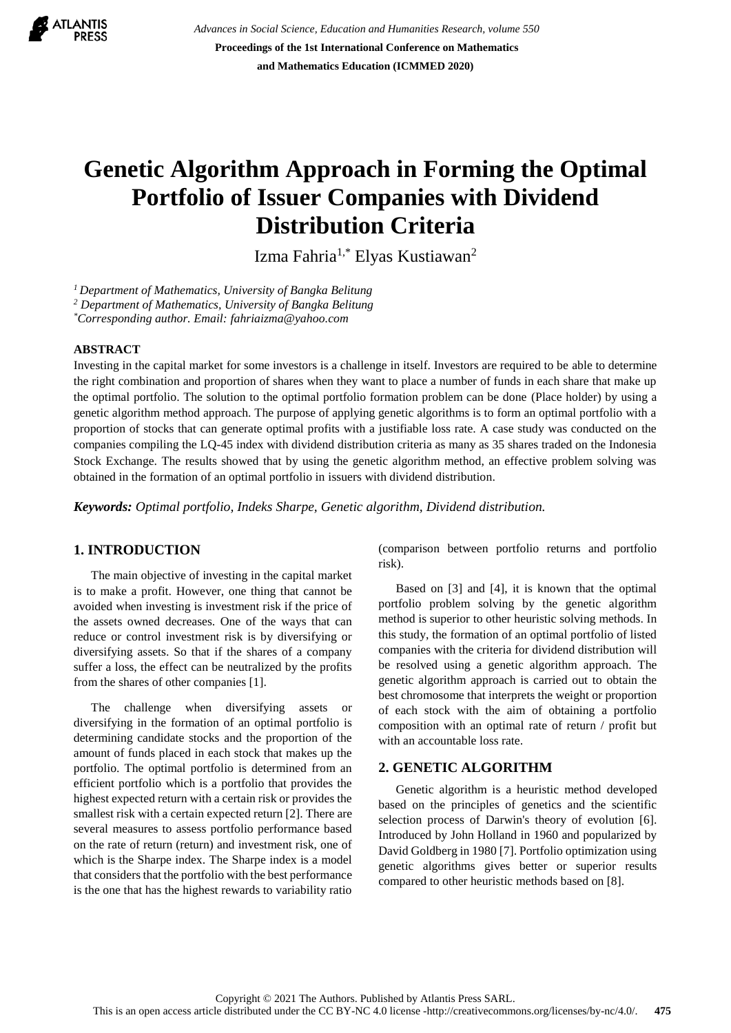# Genetic Algorithm Approach in Forming the Optimal Portfolio of Issuer Companies with Dividend Distribution Criteria

Izma Fahria[1,*] Elyas Kustiawan[2]

*[1] Department of Mathematics, University of Bangka Belitung*
*[2] Department of Mathematics, University of Bangka Belitung*
*[*] Corresponding author. Email: fahriaizma@yahoo.com*

## ABSTRACT

Investing in the capital market for some investors is a challenge in itself. Investors are required to be able to determine the right combination and proportion of shares when they want to place a number of funds in each share that make up the optimal portfolio. The solution to the optimal portfolio formation problem can be done (Place holder) by using a genetic algorithm method approach. The purpose of applying genetic algorithms is to form an optimal portfolio with a proportion of stocks that can generate optimal profits with a justifiable loss rate. A case study was conducted on the companies compiling the LQ-45 index with dividend distribution criteria as many as 35 shares traded on the Indonesia Stock Exchange. The results showed that by using the genetic algorithm method, an effective problem solving was obtained in the formation of an optimal portfolio in issuers with dividend distribution.

***Keywords:*** *Optimal portfolio, Indeks Sharpe, Genetic algorithm, Dividend distribution.*

## 1. INTRODUCTION

The main objective of investing in the capital market is to make a profit. However, one thing that cannot be avoided when investing is investment risk if the price of the assets owned decreases. One of the ways that can reduce or control investment risk is by diversifying or diversifying assets. So that if the shares of a company suffer a loss, the effect can be neutralized by the profits from the shares of other companies [1].

The challenge when diversifying assets or diversifying in the formation of an optimal portfolio is determining candidate stocks and the proportion of the amount of funds placed in each stock that makes up the portfolio. The optimal portfolio is determined from an efficient portfolio which is a portfolio that provides the highest expected return with a certain risk or provides the smallest risk with a certain expected return [2]. There are several measures to assess portfolio performance based on the rate of return (return) and investment risk, one of which is the Sharpe index. The Sharpe index is a model that considers that the portfolio with the best performance is the one that has the highest rewards to variability ratio (comparison between portfolio returns and portfolio risk).

Based on [3] and [4], it is known that the optimal portfolio problem solving by the genetic algorithm method is superior to other heuristic solving methods. In this study, the formation of an optimal portfolio of listed companies with the criteria for dividend distribution will be resolved using a genetic algorithm approach. The genetic algorithm approach is carried out to obtain the best chromosome that interprets the weight or proportion of each stock with the aim of obtaining a portfolio composition with an optimal rate of return / profit but with an accountable loss rate.

## 2. GENETIC ALGORITHM

Genetic algorithm is a heuristic method developed based on the principles of genetics and the scientific selection process of Darwin's theory of evolution [6]. Introduced by John Holland in 1960 and popularized by David Goldberg in 1980 [7]. Portfolio optimization using genetic algorithms gives better or superior results compared to other heuristic methods based on [8].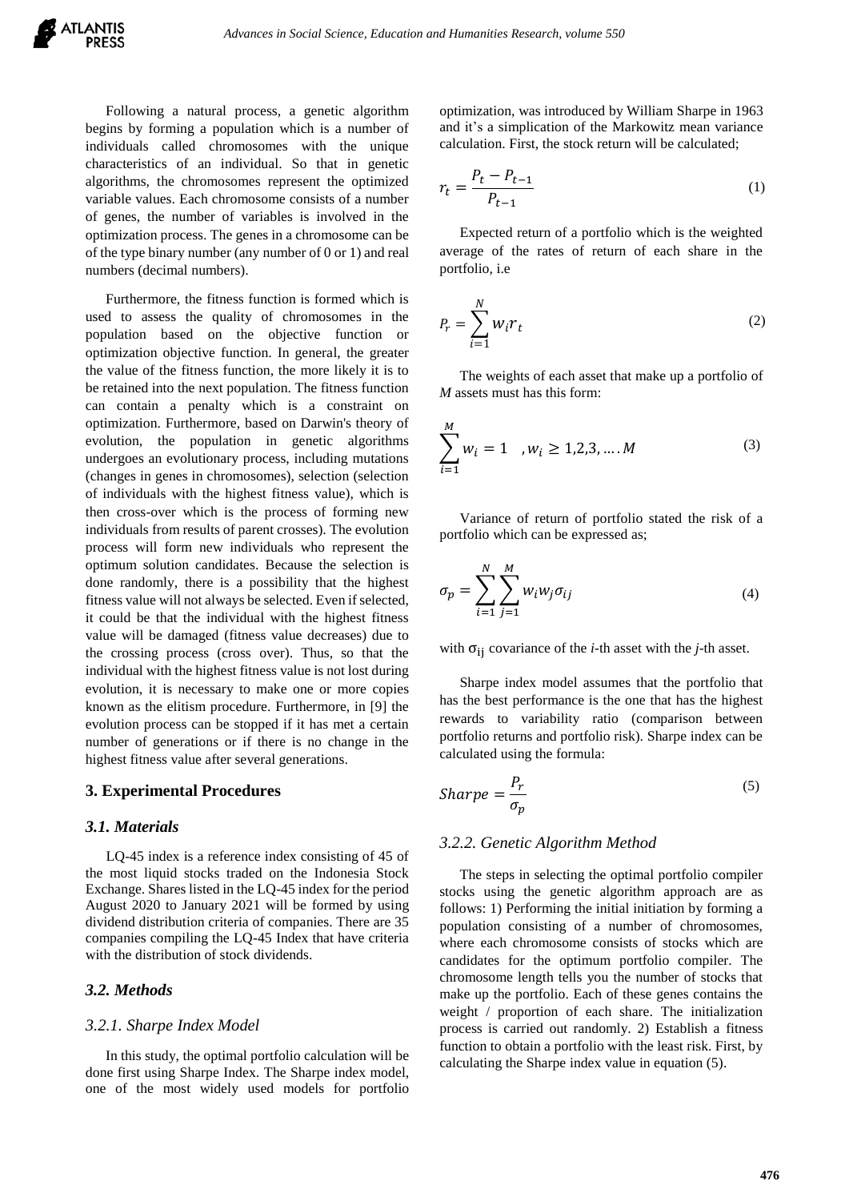Following a natural process, a genetic algorithm begins by forming a population which is a number of individuals called chromosomes with the unique characteristics of an individual. So that in genetic algorithms, the chromosomes represent the optimized variable values. Each chromosome consists of a number of genes, the number of variables is involved in the optimization process. The genes in a chromosome can be of the type binary number (any number of 0 or 1) and real numbers (decimal numbers).

Furthermore, the fitness function is formed which is used to assess the quality of chromosomes in the population based on the objective function or optimization objective function. In general, the greater the value of the fitness function, the more likely it is to be retained into the next population. The fitness function can contain a penalty which is a constraint on optimization. Furthermore, based on Darwin's theory of evolution, the population in genetic algorithms undergoes an evolutionary process, including mutations (changes in genes in chromosomes), selection (selection of individuals with the highest fitness value), which is then cross-over which is the process of forming new individuals from results of parent crosses). The evolution process will form new individuals who represent the optimum solution candidates. Because the selection is done randomly, there is a possibility that the highest fitness value will not always be selected. Even if selected, it could be that the individual with the highest fitness value will be damaged (fitness value decreases) due to the crossing process (cross over). Thus, so that the individual with the highest fitness value is not lost during evolution, it is necessary to make one or more copies known as the elitism procedure. Furthermore, in [9] the evolution process can be stopped if it has met a certain number of generations or if there is no change in the highest fitness value after several generations.

## 3. Experimental Procedures

### 3.1. Materials

LQ-45 index is a reference index consisting of 45 of the most liquid stocks traded on the Indonesia Stock Exchange. Shares listed in the LQ-45 index for the period August 2020 to January 2021 will be formed by using dividend distribution criteria of companies. There are 35 companies compiling the LQ-45 Index that have criteria with the distribution of stock dividends.

### 3.2. Methods

#### *3.2.1. Sharpe Index Model*

In this study, the optimal portfolio calculation will be done first using Sharpe Index. The Sharpe index model, one of the most widely used models for portfolio optimization, was introduced by William Sharpe in 1963 and it's a simplication of the Markowitz mean variance calculation. First, the stock return will be calculated;

$$r_t = \frac{P_t - P_{t-1}}{P_{t-1}} \tag{1}$$

Expected return of a portfolio which is the weighted average of the rates of return of each share in the portfolio, i.e

$$P_r = \sum_{i=1}^{N} w_i r_t \tag{2}$$

The weights of each asset that make up a portfolio of *M* assets must has this form:

$$\sum_{i=1}^{M} w_i = 1 \quad , w_i \geq 1,2,3, \ldots . M \tag{3}$$

Variance of return of portfolio stated the risk of a portfolio which can be expressed as;

$$\sigma_p = \sum_{i=1}^{N} \sum_{j=1}^{M} w_i w_j \sigma_{ij} \tag{4}$$

with $\sigma_{ij}$ covariance of the *i*-th asset with the *j*-th asset.

Sharpe index model assumes that the portfolio that has the best performance is the one that has the highest rewards to variability ratio (comparison between portfolio returns and portfolio risk). Sharpe index can be calculated using the formula:

$$Sharpe = \frac{P_r}{\sigma_p} \tag{5}$$

#### *3.2.2. Genetic Algorithm Method*

The steps in selecting the optimal portfolio compiler stocks using the genetic algorithm approach are as follows: 1) Performing the initial initiation by forming a population consisting of a number of chromosomes, where each chromosome consists of stocks which are candidates for the optimum portfolio compiler. The chromosome length tells you the number of stocks that make up the portfolio. Each of these genes contains the weight / proportion of each share. The initialization process is carried out randomly. 2) Establish a fitness function to obtain a portfolio with the least risk. First, by calculating the Sharpe index value in equation (5).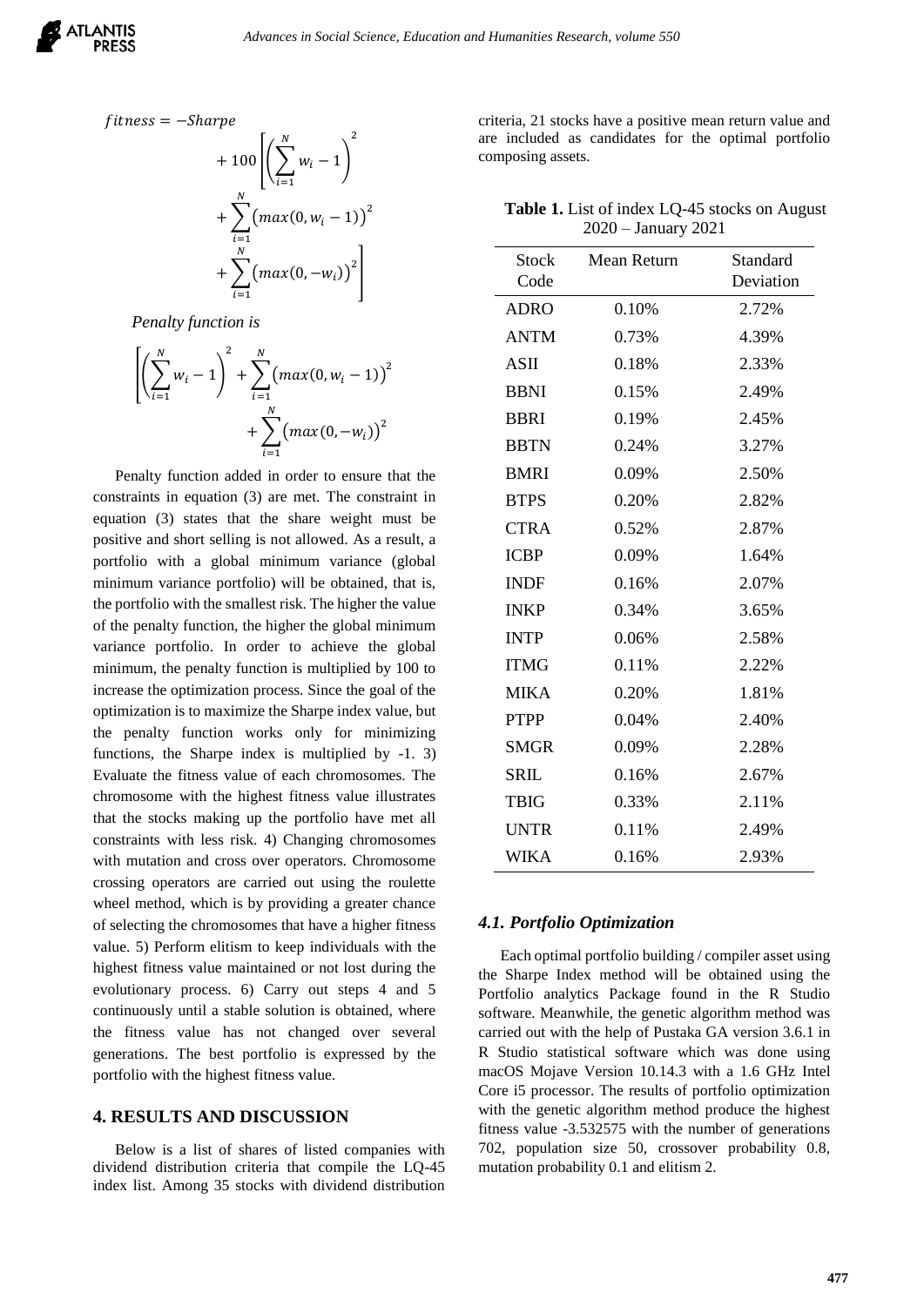$$fitness = -Sharpe + 100\left[\left(\sum_{i=1}^{N} w_i - 1\right)^2 + \sum_{i=1}^{N}\left(max(0, w_i - 1)\right)^2 + \sum_{i=1}^{N}\left(max(0, -w_i)\right)^2\right]$$

*Penalty function is*

$$\left[\left(\sum_{i=1}^{N} w_i - 1\right)^2 + \sum_{i=1}^{N}\left(max(0, w_i - 1)\right)^2 + \sum_{i=1}^{N}\left(max(0, -w_i)\right)^2\right]$$

Penalty function added in order to ensure that the constraints in equation (3) are met. The constraint in equation (3) states that the share weight must be positive and short selling is not allowed. As a result, a portfolio with a global minimum variance (global minimum variance portfolio) will be obtained, that is, the portfolio with the smallest risk. The higher the value of the penalty function, the higher the global minimum variance portfolio. In order to achieve the global minimum, the penalty function is multiplied by 100 to increase the optimization process. Since the goal of the optimization is to maximize the Sharpe index value, but the penalty function works only for minimizing functions, the Sharpe index is multiplied by -1. 3) Evaluate the fitness value of each chromosomes. The chromosome with the highest fitness value illustrates that the stocks making up the portfolio have met all constraints with less risk. 4) Changing chromosomes with mutation and cross over operators. Chromosome crossing operators are carried out using the roulette wheel method, which is by providing a greater chance of selecting the chromosomes that have a higher fitness value. 5) Perform elitism to keep individuals with the highest fitness value maintained or not lost during the evolutionary process. 6) Carry out steps 4 and 5 continuously until a stable solution is obtained, where the fitness value has not changed over several generations. The best portfolio is expressed by the portfolio with the highest fitness value.

## 4. RESULTS AND DISCUSSION

Below is a list of shares of listed companies with dividend distribution criteria that compile the LQ-45 index list. Among 35 stocks with dividend distribution criteria, 21 stocks have a positive mean return value and are included as candidates for the optimal portfolio composing assets.

**Table 1.** List of index LQ-45 stocks on August 2020 – January 2021

| Stock Code | Mean Return | Standard Deviation |
|---|---|---|
| ADRO | 0.10% | 2.72% |
| ANTM | 0.73% | 4.39% |
| ASII | 0.18% | 2.33% |
| BBNI | 0.15% | 2.49% |
| BBRI | 0.19% | 2.45% |
| BBTN | 0.24% | 3.27% |
| BMRI | 0.09% | 2.50% |
| BTPS | 0.20% | 2.82% |
| CTRA | 0.52% | 2.87% |
| ICBP | 0.09% | 1.64% |
| INDF | 0.16% | 2.07% |
| INKP | 0.34% | 3.65% |
| INTP | 0.06% | 2.58% |
| ITMG | 0.11% | 2.22% |
| MIKA | 0.20% | 1.81% |
| PTPP | 0.04% | 2.40% |
| SMGR | 0.09% | 2.28% |
| SRIL | 0.16% | 2.67% |
| TBIG | 0.33% | 2.11% |
| UNTR | 0.11% | 2.49% |
| WIKA | 0.16% | 2.93% |

### *4.1. Portfolio Optimization*

Each optimal portfolio building / compiler asset using the Sharpe Index method will be obtained using the Portfolio analytics Package found in the R Studio software. Meanwhile, the genetic algorithm method was carried out with the help of Pustaka GA version 3.6.1 in R Studio statistical software which was done using macOS Mojave Version 10.14.3 with a 1.6 GHz Intel Core i5 processor. The results of portfolio optimization with the genetic algorithm method produce the highest fitness value -3.532575 with the number of generations 702, population size 50, crossover probability 0.8, mutation probability 0.1 and elitism 2.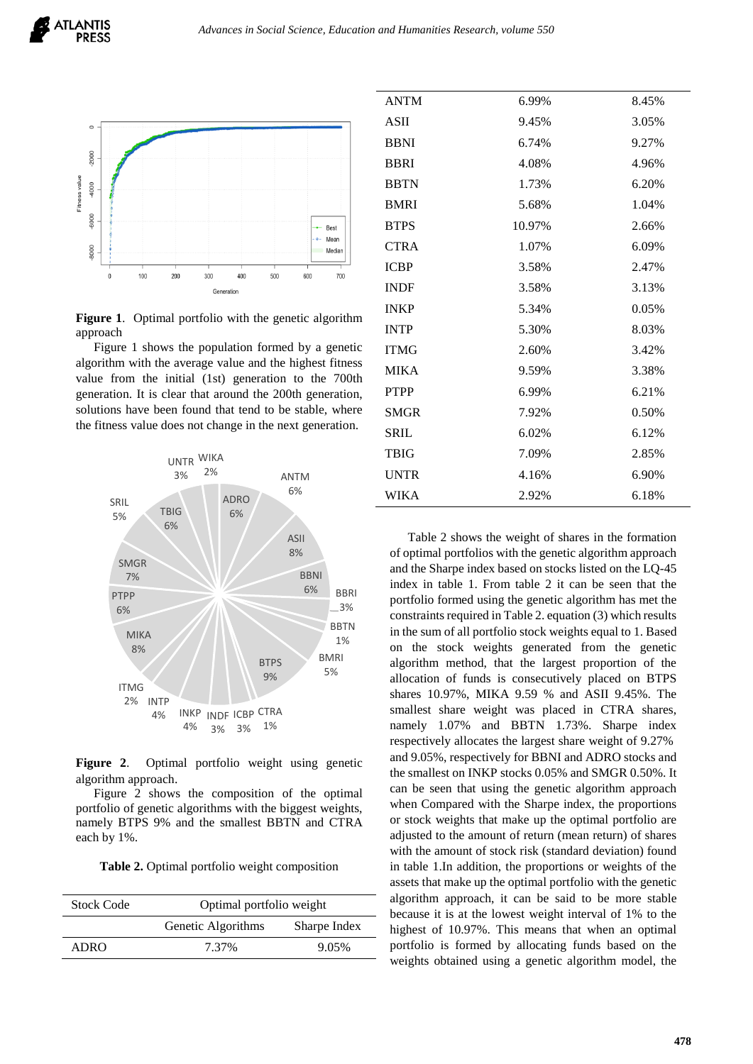**Figure 1**. Optimal portfolio with the genetic algorithm approach

Figure 1 shows the population formed by a genetic algorithm with the average value and the highest fitness value from the initial (1st) generation to the 700th generation. It is clear that around the 200th generation, solutions have been found that tend to be stable, where the fitness value does not change in the next generation.

**Figure 2**. Optimal portfolio weight using genetic algorithm approach.

Figure 2 shows the composition of the optimal portfolio of genetic algorithms with the biggest weights, namely BTPS 9% and the smallest BBTN and CTRA each by 1%.

**Table 2.** Optimal portfolio weight composition

| Stock Code | Optimal portfolio weight | |
|---|---|---|
| | Genetic Algorithms | Sharpe Index |
| ADRO | 7.37% | 9.05% |
| ANTM | 6.99% | 8.45% |
| ASII | 9.45% | 3.05% |
| BBNI | 6.74% | 9.27% |
| BBRI | 4.08% | 4.96% |
| BBTN | 1.73% | 6.20% |
| BMRI | 5.68% | 1.04% |
| BTPS | 10.97% | 2.66% |
| CTRA | 1.07% | 6.09% |
| ICBP | 3.58% | 2.47% |
| INDF | 3.58% | 3.13% |
| INKP | 5.34% | 0.05% |
| INTP | 5.30% | 8.03% |
| ITMG | 2.60% | 3.42% |
| MIKA | 9.59% | 3.38% |
| PTPP | 6.99% | 6.21% |
| SMGR | 7.92% | 0.50% |
| SRIL | 6.02% | 6.12% |
| TBIG | 7.09% | 2.85% |
| UNTR | 4.16% | 6.90% |
| WIKA | 2.92% | 6.18% |

Table 2 shows the weight of shares in the formation of optimal portfolios with the genetic algorithm approach and the Sharpe index based on stocks listed on the LQ-45 index in table 1. From table 2 it can be seen that the portfolio formed using the genetic algorithm has met the constraints required in Table 2. equation (3) which results in the sum of all portfolio stock weights equal to 1. Based on the stock weights generated from the genetic algorithm method, that the largest proportion of the allocation of funds is consecutively placed on BTPS shares 10.97%, MIKA 9.59 % and ASII 9.45%. The smallest share weight was placed in CTRA shares, namely 1.07% and BBTN 1.73%. Sharpe index respectively allocates the largest share weight of 9.27% and 9.05%, respectively for BBNI and ADRO stocks and the smallest on INKP stocks 0.05% and SMGR 0.50%. It can be seen that using the genetic algorithm approach when Compared with the Sharpe index, the proportions or stock weights that make up the optimal portfolio are adjusted to the amount of return (mean return) of shares with the amount of stock risk (standard deviation) found in table 1.In addition, the proportions or weights of the assets that make up the optimal portfolio with the genetic algorithm approach, it can be said to be more stable because it is at the lowest weight interval of 1% to the highest of 10.97%. This means that when an optimal portfolio is formed by allocating funds based on the weights obtained using a genetic algorithm model, the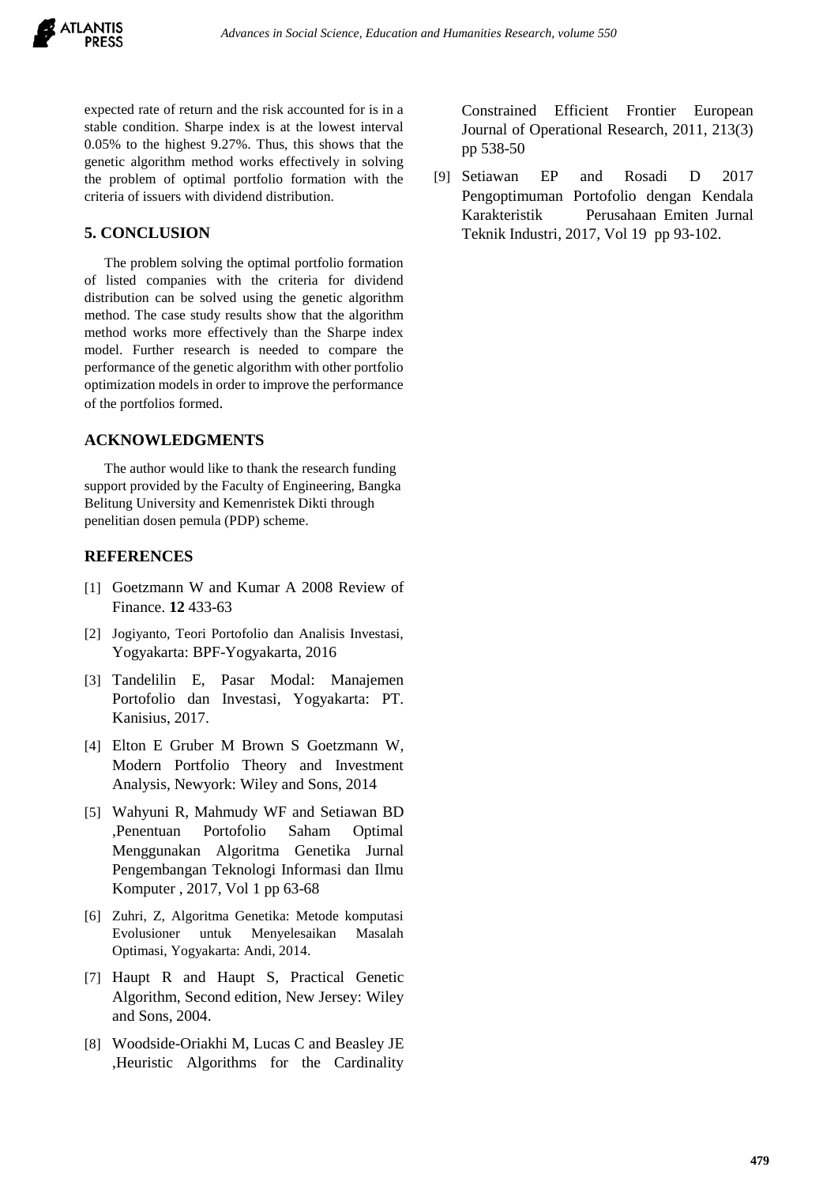expected rate of return and the risk accounted for is in a stable condition. Sharpe index is at the lowest interval 0.05% to the highest 9.27%. Thus, this shows that the genetic algorithm method works effectively in solving the problem of optimal portfolio formation with the criteria of issuers with dividend distribution.

## 5. CONCLUSION

The problem solving the optimal portfolio formation of listed companies with the criteria for dividend distribution can be solved using the genetic algorithm method. The case study results show that the algorithm method works more effectively than the Sharpe index model. Further research is needed to compare the performance of the genetic algorithm with other portfolio optimization models in order to improve the performance of the portfolios formed.

## ACKNOWLEDGMENTS

The author would like to thank the research funding support provided by the Faculty of Engineering, Bangka Belitung University and Kemenristek Dikti through penelitian dosen pemula (PDP) scheme.

## REFERENCES

[1] Goetzmann W and Kumar A 2008 Review of Finance. **12** 433-63

[2] Jogiyanto, Teori Portofolio dan Analisis Investasi, Yogyakarta: BPF-Yogyakarta, 2016

[3] Tandelilin E, Pasar Modal: Manajemen Portofolio dan Investasi, Yogyakarta: PT. Kanisius, 2017.

[4] Elton E Gruber M Brown S Goetzmann W, Modern Portfolio Theory and Investment Analysis, Newyork: Wiley and Sons, 2014

[5] Wahyuni R, Mahmudy WF and Setiawan BD ,Penentuan Portofolio Saham Optimal Menggunakan Algoritma Genetika Jurnal Pengembangan Teknologi Informasi dan Ilmu Komputer , 2017, Vol 1 pp 63-68

[6] Zuhri, Z, Algoritma Genetika: Metode komputasi Evolusioner untuk Menyelesaikan Masalah Optimasi, Yogyakarta: Andi, 2014.

[7] Haupt R and Haupt S, Practical Genetic Algorithm, Second edition, New Jersey: Wiley and Sons, 2004.

[8] Woodside-Oriakhi M, Lucas C and Beasley JE ,Heuristic Algorithms for the Cardinality Constrained Efficient Frontier European Journal of Operational Research, 2011, 213(3) pp 538-50

[9] Setiawan EP and Rosadi D 2017 Pengoptimuman Portofolio dengan Kendala Karakteristik Perusahaan Emiten Jurnal Teknik Industri, 2017, Vol 19 pp 93-102.